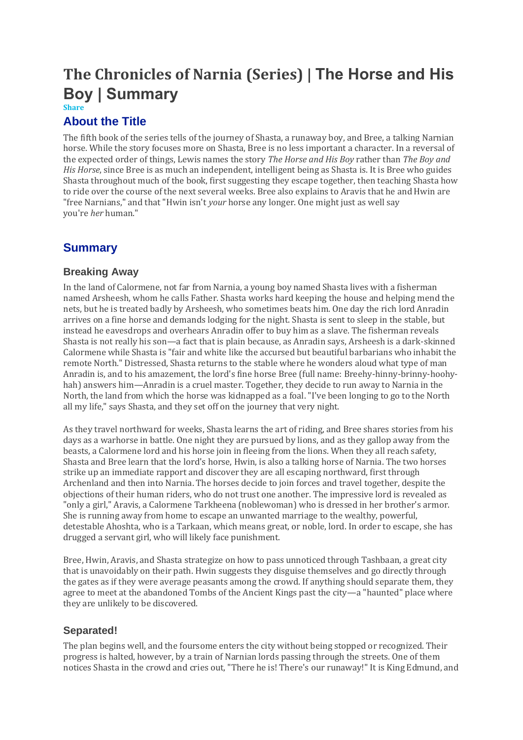# The Chronicles of Narnia (Series) | The Horse and His Boy | Summary

Share

## About the Title

The fifth book of the series tells of the journey of Shasta, a runaway boy, and Bree, a talking Narnian horse. While the story focuses more on Shasta, Bree is no less important a character. In a reversal of the expected order of things, Lewis names the story *The Horse and His Boy* rather than *The Boy and His Horse*, since Bree is as much an independent, intelligent being as Shasta is. It is Bree who guides Shasta throughout much of the book, first suggesting they escape together, then teaching Shasta how to ride over the course of the next several weeks. Bree also explains to Aravis that he and Hwin are "free Narnians," and that "Hwin isn't *your* horse any longer. One might just as well say you're *her* human."

## Summary

### Breaking Away

In the land of Calormene, not far from Narnia, a young boy named Shasta lives with a fisherman named Arsheesh, whom he calls Father. Shasta works hard keeping the house and helping mend the nets, but he is treated badly by Arsheesh, who sometimes beats him. One day the rich lord Anradin arrives on a fine horse and demands lodging for the night. Shasta is sent to sleep in the stable, but instead he eavesdrops and overhears Anradin offer to buy him as a slave. The fisherman reveals Shasta is not really his son—a fact that is plain because, as Anradin says, Arsheesh is a dark-skinned Calormene while Shasta is "fair and white like the accursed but beautiful barbarians who inhabit the remote North." Distressed, Shasta returns to the stable where he wonders aloud what type of man Anradin is, and to his amazement, the lord's fine horse Bree (full name: Breehy-hinny-brinny-hoohy-hah) answers him—Anradin is a cruel master. Together, they decide to run away to Narnia in the North, the land from which the horse was kidnapped as a foal. "I've been longing to go to the North all my life," says Shasta, and they set off on the journey that very night.

As they travel northward for weeks, Shasta learns the art of riding, and Bree shares stories from his days as a warhorse in battle. One night they are pursued by lions, and as they gallop away from the beasts, a Calormene lord and his horse join in fleeing from the lions. When they all reach safety, Shasta and Bree learn that the lord's horse, Hwin, is also a talking horse of Narnia. The two horses strike up an immediate rapport and discover they are all escaping northward, first through Archenland and then into Narnia. The horses decide to join forces and travel together, despite the objections of their human riders, who do not trust one another. The impressive lord is revealed as "only a girl," Aravis, a Calormene Tarkheena (noblewoman) who is dressed in her brother's armor. She is running away from home to escape an unwanted marriage to the wealthy, powerful, detestable Ahoshta, who is a Tarkaan, which means great, or noble, lord. In order to escape, she has drugged a servant girl, who will likely face punishment.

Bree, Hwin, Aravis, and Shasta strategize on how to pass unnoticed through Tashbaan, a great city that is unavoidably on their path. Hwin suggests they disguise themselves and go directly through the gates as if they were average peasants among the crowd. If anything should separate them, they agree to meet at the abandoned Tombs of the Ancient Kings past the city—a "haunted" place where they are unlikely to be discovered.

### Separated!

The plan begins well, and the foursome enters the city without being stopped or recognized. Their progress is halted, however, by a train of Narnian lords passing through the streets. One of them notices Shasta in the crowd and cries out, "There he is! There's our runaway!" It is King Edmund, and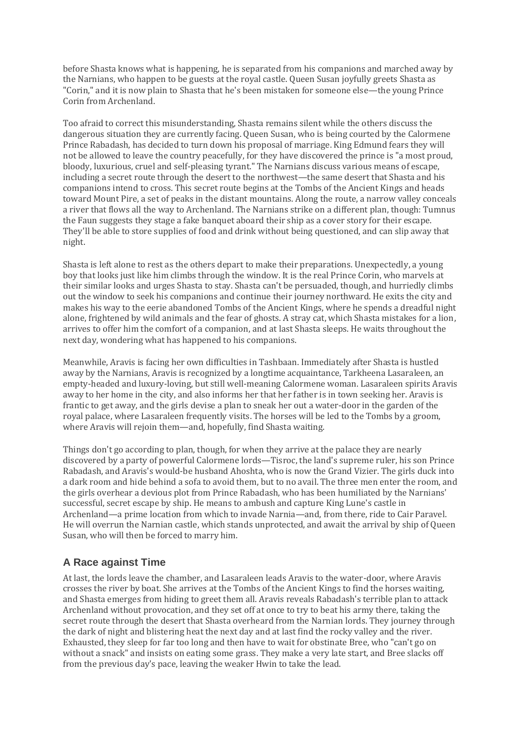before Shasta knows what is happening, he is separated from his companions and marched away by the Narnians, who happen to be guests at the royal castle. Queen Susan joyfully greets Shasta as "Corin," and it is now plain to Shasta that he's been mistaken for someone else—the young Prince Corin from Archenland.

Too afraid to correct this misunderstanding, Shasta remains silent while the others discuss the dangerous situation they are currently facing. Queen Susan, who is being courted by the Calormene Prince Rabadash, has decided to turn down his proposal of marriage. King Edmund fears they will not be allowed to leave the country peacefully, for they have discovered the prince is "a most proud, bloody, luxurious, cruel and self-pleasing tyrant." The Narnians discuss various means of escape, including a secret route through the desert to the northwest—the same desert that Shasta and his companions intend to cross. This secret route begins at the Tombs of the Ancient Kings and heads toward Mount Pire, a set of peaks in the distant mountains. Along the route, a narrow valley conceals a river that flows all the way to Archenland. The Narnians strike on a different plan, though: Tumnus the Faun suggests they stage a fake banquet aboard their ship as a cover story for their escape. They'll be able to store supplies of food and drink without being questioned, and can slip away that night.

Shasta is left alone to rest as the others depart to make their preparations. Unexpectedly, a young boy that looks just like him climbs through the window. It is the real Prince Corin, who marvels at their similar looks and urges Shasta to stay. Shasta can't be persuaded, though, and hurriedly climbs out the window to seek his companions and continue their journey northward. He exits the city and makes his way to the eerie abandoned Tombs of the Ancient Kings, where he spends a dreadful night alone, frightened by wild animals and the fear of ghosts. A stray cat, which Shasta mistakes for a lion, arrives to offer him the comfort of a companion, and at last Shasta sleeps. He waits throughout the next day, wondering what has happened to his companions.

Meanwhile, Aravis is facing her own difficulties in Tashbaan. Immediately after Shasta is hustled away by the Narnians, Aravis is recognized by a longtime acquaintance, Tarkheena Lasaraleen, an empty-headed and luxury-loving, but still well-meaning Calormene woman. Lasaraleen spirits Aravis away to her home in the city, and also informs her that her father is in town seeking her. Aravis is frantic to get away, and the girls devise a plan to sneak her out a water-door in the garden of the royal palace, where Lasaraleen frequently visits. The horses will be led to the Tombs by a groom, where Aravis will rejoin them—and, hopefully, find Shasta waiting.

Things don't go according to plan, though, for when they arrive at the palace they are nearly discovered by a party of powerful Calormene lords—Tisroc, the land's supreme ruler, his son Prince Rabadash, and Aravis's would-be husband Ahoshta, who is now the Grand Vizier. The girls duck into a dark room and hide behind a sofa to avoid them, but to no avail. The three men enter the room, and the girls overhear a devious plot from Prince Rabadash, who has been humiliated by the Narnians' successful, secret escape by ship. He means to ambush and capture King Lune's castle in Archenland—a prime location from which to invade Narnia—and, from there, ride to Cair Paravel. He will overrun the Narnian castle, which stands unprotected, and await the arrival by ship of Queen Susan, who will then be forced to marry him.

## A Race against Time

At last, the lords leave the chamber, and Lasaraleen leads Aravis to the water-door, where Aravis crosses the river by boat. She arrives at the Tombs of the Ancient Kings to find the horses waiting, and Shasta emerges from hiding to greet them all. Aravis reveals Rabadash's terrible plan to attack Archenland without provocation, and they set off at once to try to beat his army there, taking the secret route through the desert that Shasta overheard from the Narnian lords. They journey through the dark of night and blistering heat the next day and at last find the rocky valley and the river. Exhausted, they sleep for far too long and then have to wait for obstinate Bree, who "can't go on without a snack" and insists on eating some grass. They make a very late start, and Bree slacks off from the previous day's pace, leaving the weaker Hwin to take the lead.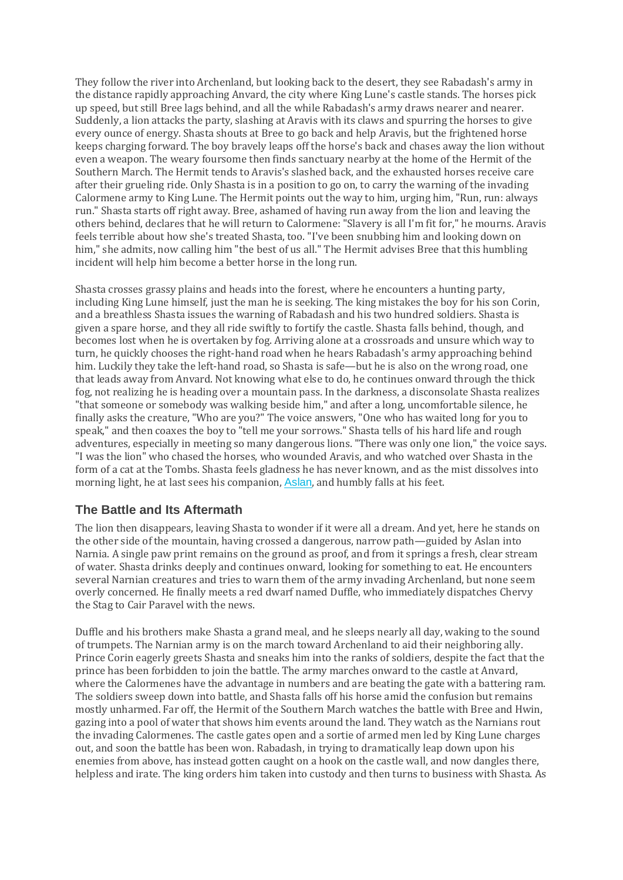They follow the river into Archenland, but looking back to the desert, they see Rabadash's army in the distance rapidly approaching Anvard, the city where King Lune's castle stands. The horses pick up speed, but still Bree lags behind, and all the while Rabadash's army draws nearer and nearer. Suddenly, a lion attacks the party, slashing at Aravis with its claws and spurring the horses to give every ounce of energy. Shasta shouts at Bree to go back and help Aravis, but the frightened horse keeps charging forward. The boy bravely leaps off the horse's back and chases away the lion without even a weapon. The weary foursome then finds sanctuary nearby at the home of the Hermit of the Southern March. The Hermit tends to Aravis's slashed back, and the exhausted horses receive care after their grueling ride. Only Shasta is in a position to go on, to carry the warning of the invading Calormene army to King Lune. The Hermit points out the way to him, urging him, "Run, run: always run." Shasta starts off right away. Bree, ashamed of having run away from the lion and leaving the others behind, declares that he will return to Calormene: "Slavery is all I'm fit for," he mourns. Aravis feels terrible about how she's treated Shasta, too. "I've been snubbing him and looking down on him," she admits, now calling him "the best of us all." The Hermit advises Bree that this humbling incident will help him become a better horse in the long run.

Shasta crosses grassy plains and heads into the forest, where he encounters a hunting party, including King Lune himself, just the man he is seeking. The king mistakes the boy for his son Corin, and a breathless Shasta issues the warning of Rabadash and his two hundred soldiers. Shasta is given a spare horse, and they all ride swiftly to fortify the castle. Shasta falls behind, though, and becomes lost when he is overtaken by fog. Arriving alone at a crossroads and unsure which way to turn, he quickly chooses the right-hand road when he hears Rabadash's army approaching behind him. Luckily they take the left-hand road, so Shasta is safe—but he is also on the wrong road, one that leads away from Anvard. Not knowing what else to do, he continues onward through the thick fog, not realizing he is heading over a mountain pass. In the darkness, a disconsolate Shasta realizes "that someone or somebody was walking beside him," and after a long, uncomfortable silence, he finally asks the creature, "Who are you?" The voice answers, "One who has waited long for you to speak," and then coaxes the boy to "tell me your sorrows." Shasta tells of his hard life and rough adventures, especially in meeting so many dangerous lions. "There was only one lion," the voice says. "I was the lion" who chased the horses, who wounded Aravis, and who watched over Shasta in the form of a cat at the Tombs. Shasta feels gladness he has never known, and as the mist dissolves into morning light, he at last sees his companion, Aslan, and humbly falls at his feet.

## The Battle and Its Aftermath

The lion then disappears, leaving Shasta to wonder if it were all a dream. And yet, here he stands on the other side of the mountain, having crossed a dangerous, narrow path—guided by Aslan into Narnia. A single paw print remains on the ground as proof, and from it springs a fresh, clear stream of water. Shasta drinks deeply and continues onward, looking for something to eat. He encounters several Narnian creatures and tries to warn them of the army invading Archenland, but none seem overly concerned. He finally meets a red dwarf named Duffle, who immediately dispatches Chervy the Stag to Cair Paravel with the news.

Duffle and his brothers make Shasta a grand meal, and he sleeps nearly all day, waking to the sound of trumpets. The Narnian army is on the march toward Archenland to aid their neighboring ally. Prince Corin eagerly greets Shasta and sneaks him into the ranks of soldiers, despite the fact that the prince has been forbidden to join the battle. The army marches onward to the castle at Anvard, where the Calormenes have the advantage in numbers and are beating the gate with a battering ram. The soldiers sweep down into battle, and Shasta falls off his horse amid the confusion but remains mostly unharmed. Far off, the Hermit of the Southern March watches the battle with Bree and Hwin, gazing into a pool of water that shows him events around the land. They watch as the Narnians rout the invading Calormenes. The castle gates open and a sortie of armed men led by King Lune charges out, and soon the battle has been won. Rabadash, in trying to dramatically leap down upon his enemies from above, has instead gotten caught on a hook on the castle wall, and now dangles there, helpless and irate. The king orders him taken into custody and then turns to business with Shasta. As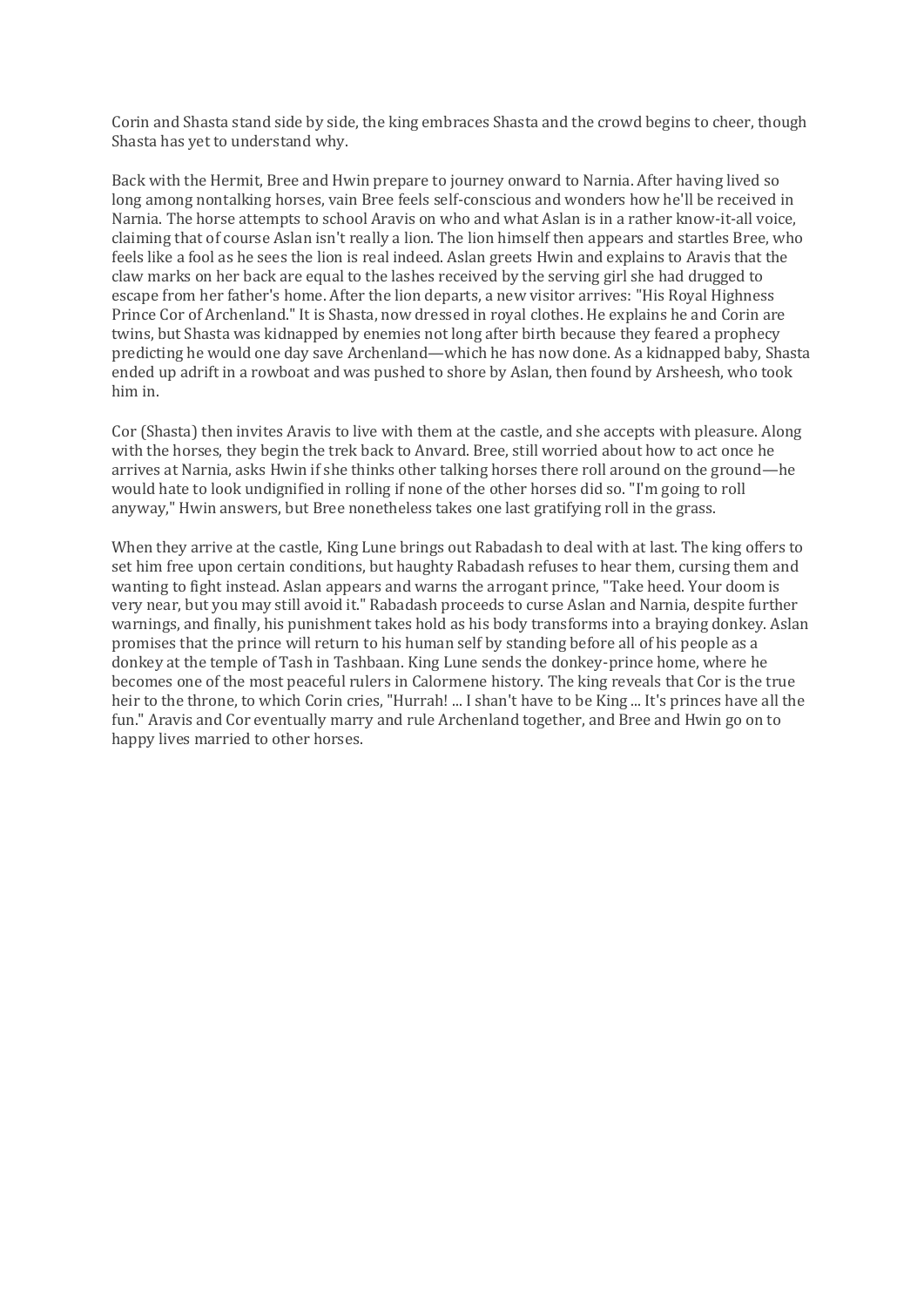Corin and Shasta stand side by side, the king embraces Shasta and the crowd begins to cheer, though Shasta has yet to understand why.

Back with the Hermit, Bree and Hwin prepare to journey onward to Narnia. After having lived so long among nontalking horses, vain Bree feels self-conscious and wonders how he'll be received in Narnia. The horse attempts to school Aravis on who and what Aslan is in a rather know-it-all voice, claiming that of course Aslan isn't really a lion. The lion himself then appears and startles Bree, who feels like a fool as he sees the lion is real indeed. Aslan greets Hwin and explains to Aravis that the claw marks on her back are equal to the lashes received by the serving girl she had drugged to escape from her father's home. After the lion departs, a new visitor arrives: "His Royal Highness Prince Cor of Archenland." It is Shasta, now dressed in royal clothes. He explains he and Corin are twins, but Shasta was kidnapped by enemies not long after birth because they feared a prophecy predicting he would one day save Archenland—which he has now done. As a kidnapped baby, Shasta ended up adrift in a rowboat and was pushed to shore by Aslan, then found by Arsheesh, who took him in.

Cor (Shasta) then invites Aravis to live with them at the castle, and she accepts with pleasure. Along with the horses, they begin the trek back to Anvard. Bree, still worried about how to act once he arrives at Narnia, asks Hwin if she thinks other talking horses there roll around on the ground—he would hate to look undignified in rolling if none of the other horses did so. "I'm going to roll anyway," Hwin answers, but Bree nonetheless takes one last gratifying roll in the grass.

When they arrive at the castle, King Lune brings out Rabadash to deal with at last. The king offers to set him free upon certain conditions, but haughty Rabadash refuses to hear them, cursing them and wanting to fight instead. Aslan appears and warns the arrogant prince, "Take heed. Your doom is very near, but you may still avoid it." Rabadash proceeds to curse Aslan and Narnia, despite further warnings, and finally, his punishment takes hold as his body transforms into a braying donkey. Aslan promises that the prince will return to his human self by standing before all of his people as a donkey at the temple of Tash in Tashbaan. King Lune sends the donkey-prince home, where he becomes one of the most peaceful rulers in Calormene history. The king reveals that Cor is the true heir to the throne, to which Corin cries, "Hurrah! ... I shan't have to be King ... It's princes have all the fun." Aravis and Cor eventually marry and rule Archenland together, and Bree and Hwin go on to happy lives married to other horses.